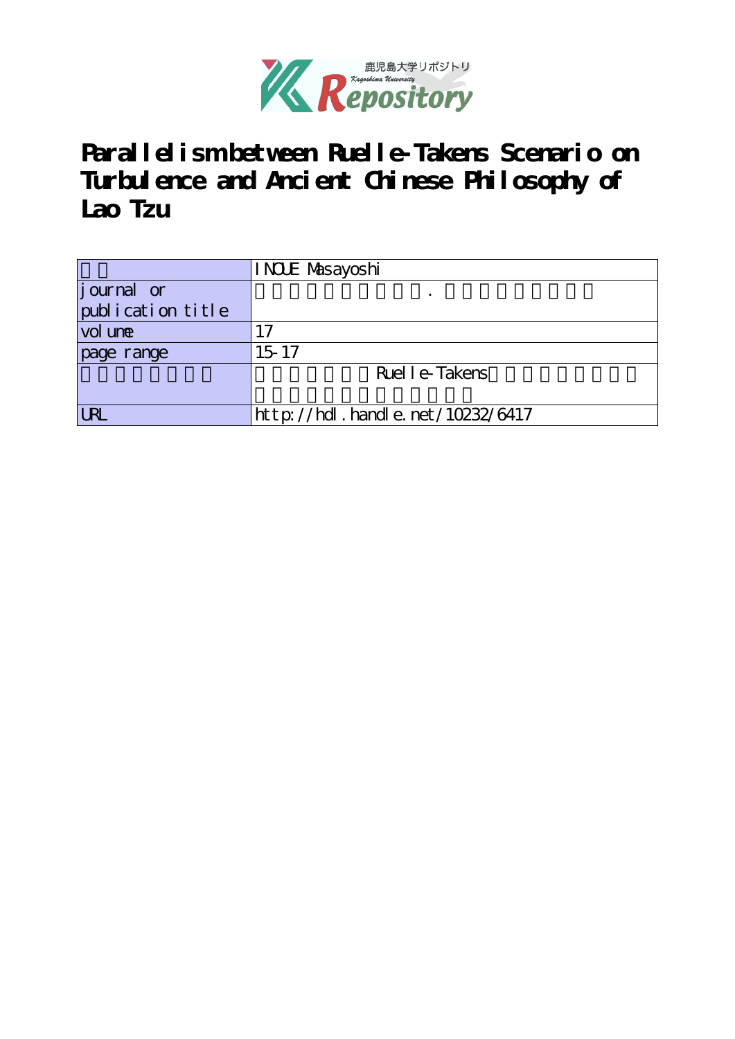# Parallelism between Ruelle-Takens Scenario on Turbulence and Ancient Chinese Philosophy of Lao Tzu

| | |
|---|---|
| | INOUE Masayoshi |
| journal or publication title | . |
| volume | 17 |
| page range | 15-17 |
| | Ruelle-Takens |
| URL | http://hdl.handle.net/10232/6417 |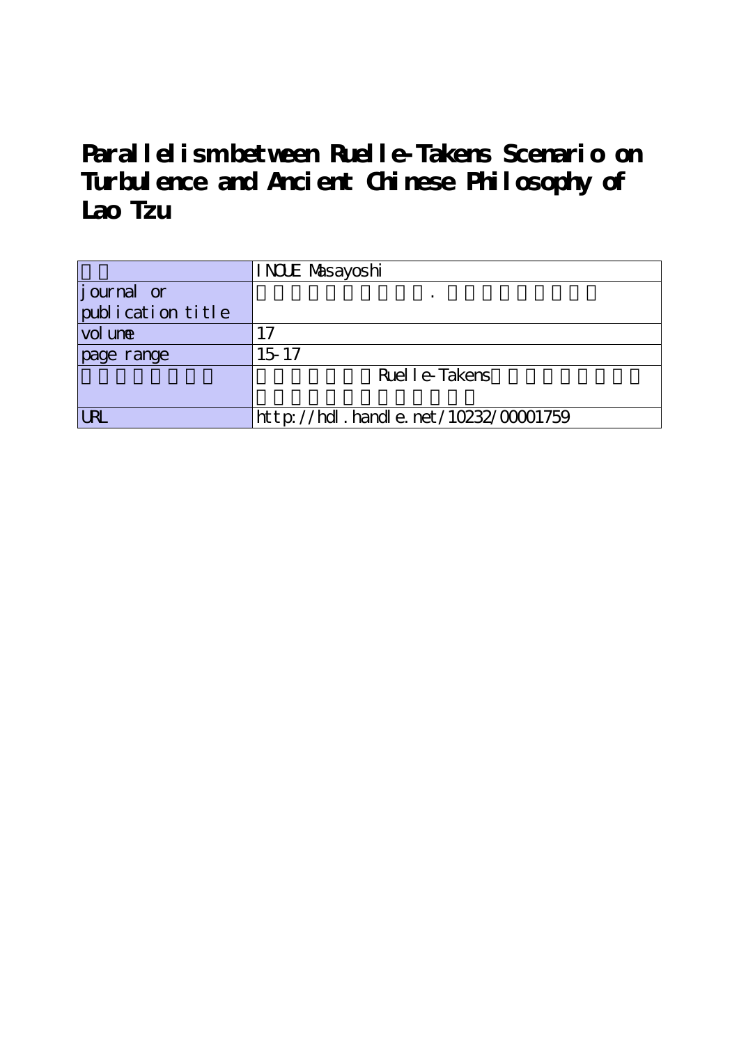# Parallelism between Ruelle-Takens Scenario on Turbulence and Ancient Chinese Philosophy of Lao Tzu

| | INOUE Masayoshi |
|---|---|
| journal or publication title | . |
| volume | 17 |
| page range | 15-17 |
| | Ruelle-Takens |
| URL | http://hdl.handle.net/10232/00001759 |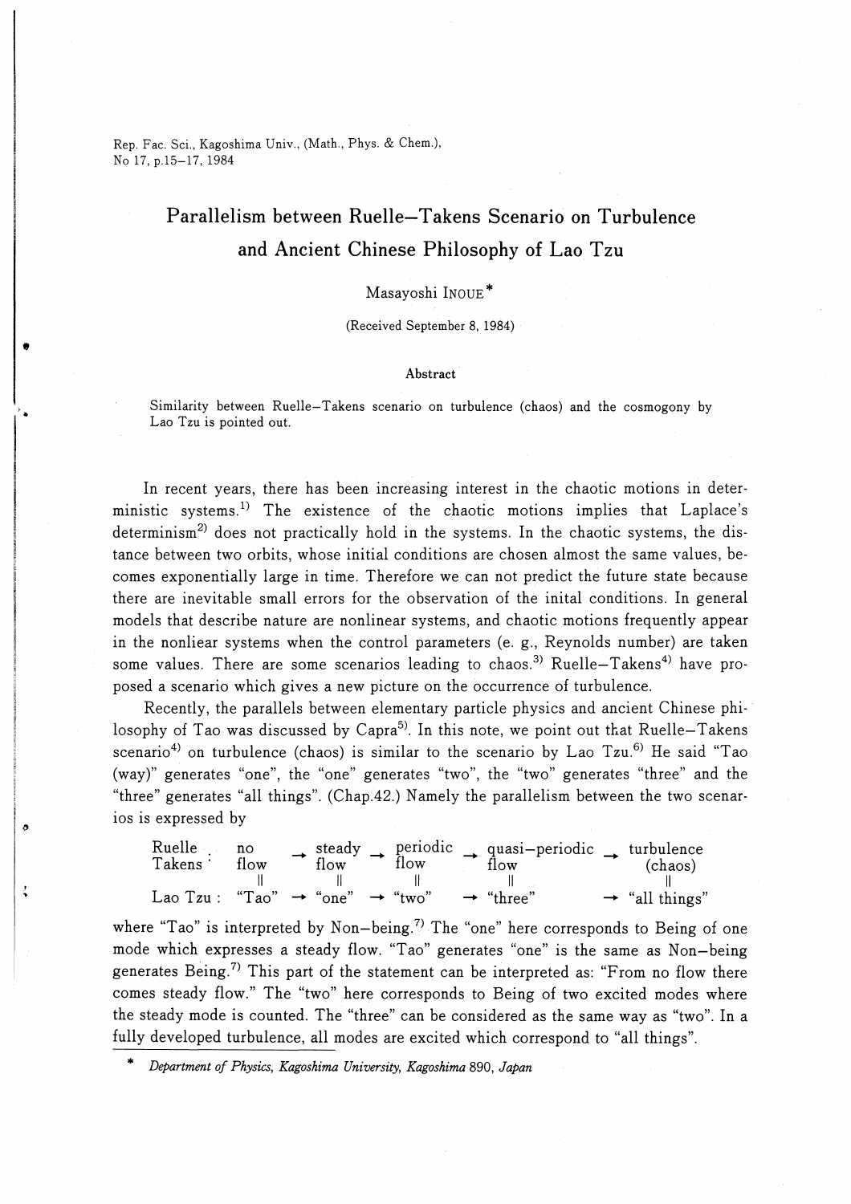Rep. Fac. Sci., Kagoshima Univ., (Math., Phys. & Chem.),
No 17, p.15–17, 1984

# Parallelism between Ruelle–Takens Scenario on Turbulence and Ancient Chinese Philosophy of Lao Tzu

Masayoshi INOUE*

(Received September 8, 1984)

### Abstract

Similarity between Ruelle–Takens scenario on turbulence (chaos) and the cosmogony by Lao Tzu is pointed out.

In recent years, there has been increasing interest in the chaotic motions in deterministic systems.[1] The existence of the chaotic motions implies that Laplace's determinism[2] does not practically hold in the systems. In the chaotic systems, the distance between two orbits, whose initial conditions are chosen almost the same values, becomes exponentially large in time. Therefore we can not predict the future state because there are inevitable small errors for the observation of the inital conditions. In general models that describe nature are nonlinear systems, and chaotic motions frequently appear in the nonliear systems when the control parameters (e. g., Reynolds number) are taken some values. There are some scenarios leading to chaos.[3] Ruelle–Takens[4] have proposed a scenario which gives a new picture on the occurrence of turbulence.

Recently, the parallels between elementary particle physics and ancient Chinese philosophy of Tao was discussed by Capra[5]. In this note, we point out that Ruelle–Takens scenario[4] on turbulence (chaos) is similar to the scenario by Lao Tzu.[6] He said "Tao (way)" generates "one", the "one" generates "two", the "two" generates "three" and the "three" generates "all things". (Chap.42.) Namely the parallelism between the two scenarios is expressed by

| | | | | | | | | | |
|---|---|---|---|---|---|---|---|---|---|
| Ruelle Takens : | no flow | → | steady flow | → | periodic flow | → | quasi–periodic flow | → | turbulence (chaos) |
| | ‖ | | ‖ | | ‖ | | ‖ | | ‖ |
| Lao Tzu : | "Tao" | → | "one" | → | "two" | → | "three" | → | "all things" |

where "Tao" is interpreted by Non–being.[7] The "one" here corresponds to Being of one mode which expresses a steady flow. "Tao" generates "one" is the same as Non–being generates Being.[7] This part of the statement can be interpreted as: "From no flow there comes steady flow." The "two" here corresponds to Being of two excited modes where the steady mode is counted. The "three" can be considered as the same way as "two". In a fully developed turbulence, all modes are excited which correspond to "all things".

\* *Department of Physics, Kagoshima University, Kagoshima 890, Japan*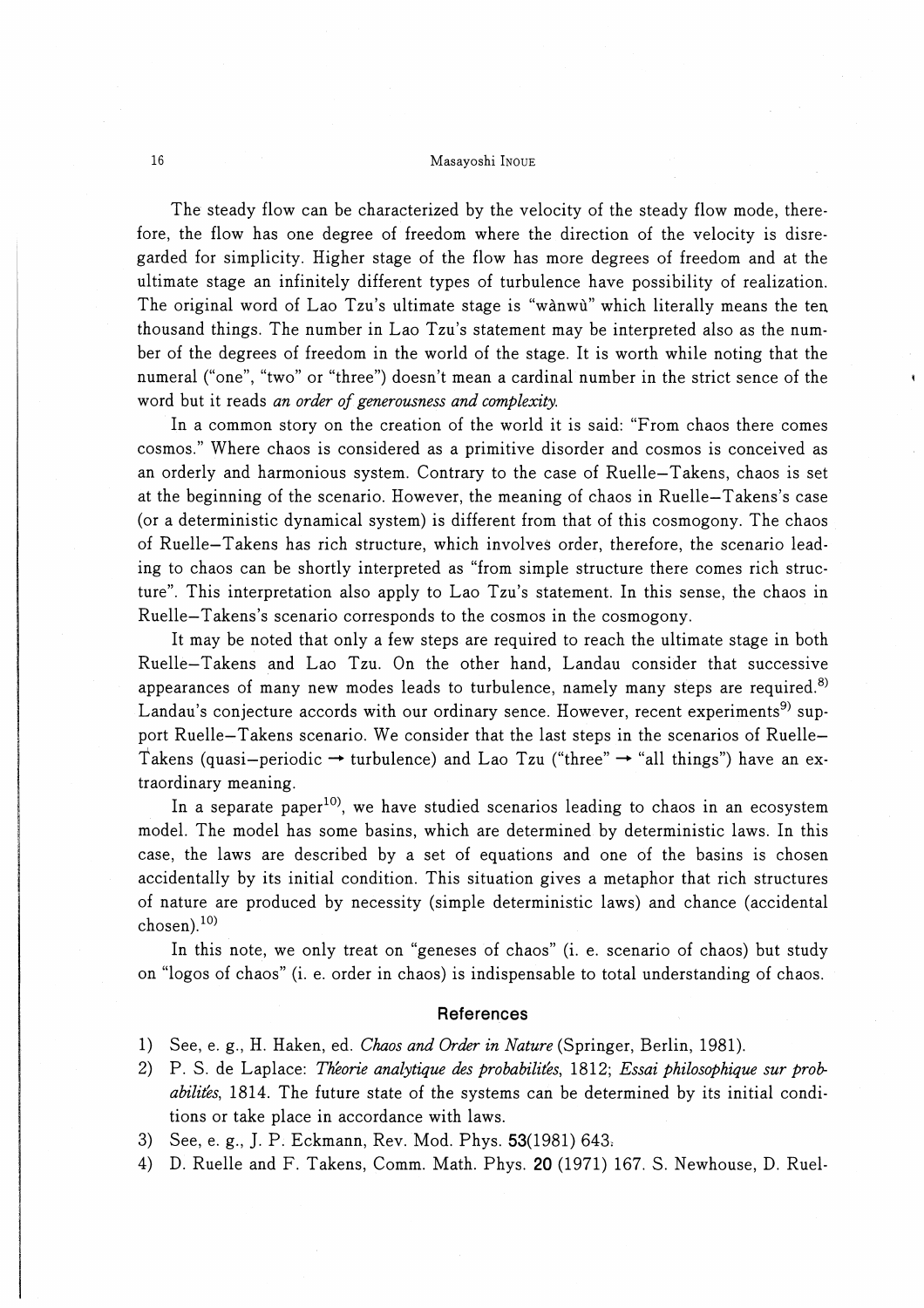The steady flow can be characterized by the velocity of the steady flow mode, therefore, the flow has one degree of freedom where the direction of the velocity is disregarded for simplicity. Higher stage of the flow has more degrees of freedom and at the ultimate stage an infinitely different types of turbulence have possibility of realization. The original word of Lao Tzu's ultimate stage is "wànwù" which literally means the ten thousand things. The number in Lao Tzu's statement may be interpreted also as the number of the degrees of freedom in the world of the stage. It is worth while noting that the numeral ("one", "two" or "three") doesn't mean a cardinal number in the strict sence of the word but it reads *an order of generousness and complexity.*

In a common story on the creation of the world it is said: "From chaos there comes cosmos." Where chaos is considered as a primitive disorder and cosmos is conceived as an orderly and harmonious system. Contrary to the case of Ruelle–Takens, chaos is set at the beginning of the scenario. However, the meaning of chaos in Ruelle–Takens's case (or a deterministic dynamical system) is different from that of this cosmogony. The chaos of Ruelle–Takens has rich structure, which involves order, therefore, the scenario leading to chaos can be shortly interpreted as "from simple structure there comes rich structure". This interpretation also apply to Lao Tzu's statement. In this sense, the chaos in Ruelle–Takens's scenario corresponds to the cosmos in the cosmogony.

It may be noted that only a few steps are required to reach the ultimate stage in both Ruelle–Takens and Lao Tzu. On the other hand, Landau consider that successive appearances of many new modes leads to turbulence, namely many steps are required.[8] Landau's conjecture accords with our ordinary sence. However, recent experiments[9] support Ruelle–Takens scenario. We consider that the last steps in the scenarios of Ruelle–Takens (quasi–periodic → turbulence) and Lao Tzu ("three" → "all things") have an extraordinary meaning.

In a separate paper[10], we have studied scenarios leading to chaos in an ecosystem model. The model has some basins, which are determined by deterministic laws. In this case, the laws are described by a set of equations and one of the basins is chosen accidentally by its initial condition. This situation gives a metaphor that rich structures of nature are produced by necessity (simple deterministic laws) and chance (accidental chosen).[10]

In this note, we only treat on "geneses of chaos" (i. e. scenario of chaos) but study on "logos of chaos" (i. e. order in chaos) is indispensable to total understanding of chaos.

## References

1) See, e. g., H. Haken, ed. *Chaos and Order in Nature* (Springer, Berlin, 1981).
2) P. S. de Laplace: *Théorie analytique des probabilités*, 1812; *Essai philosophique sur probabilités*, 1814. The future state of the systems can be determined by its initial conditions or take place in accordance with laws.
3) See, e. g., J. P. Eckmann, Rev. Mod. Phys. **53**(1981) 643.
4) D. Ruelle and F. Takens, Comm. Math. Phys. **20** (1971) 167. S. Newhouse, D. Ruel-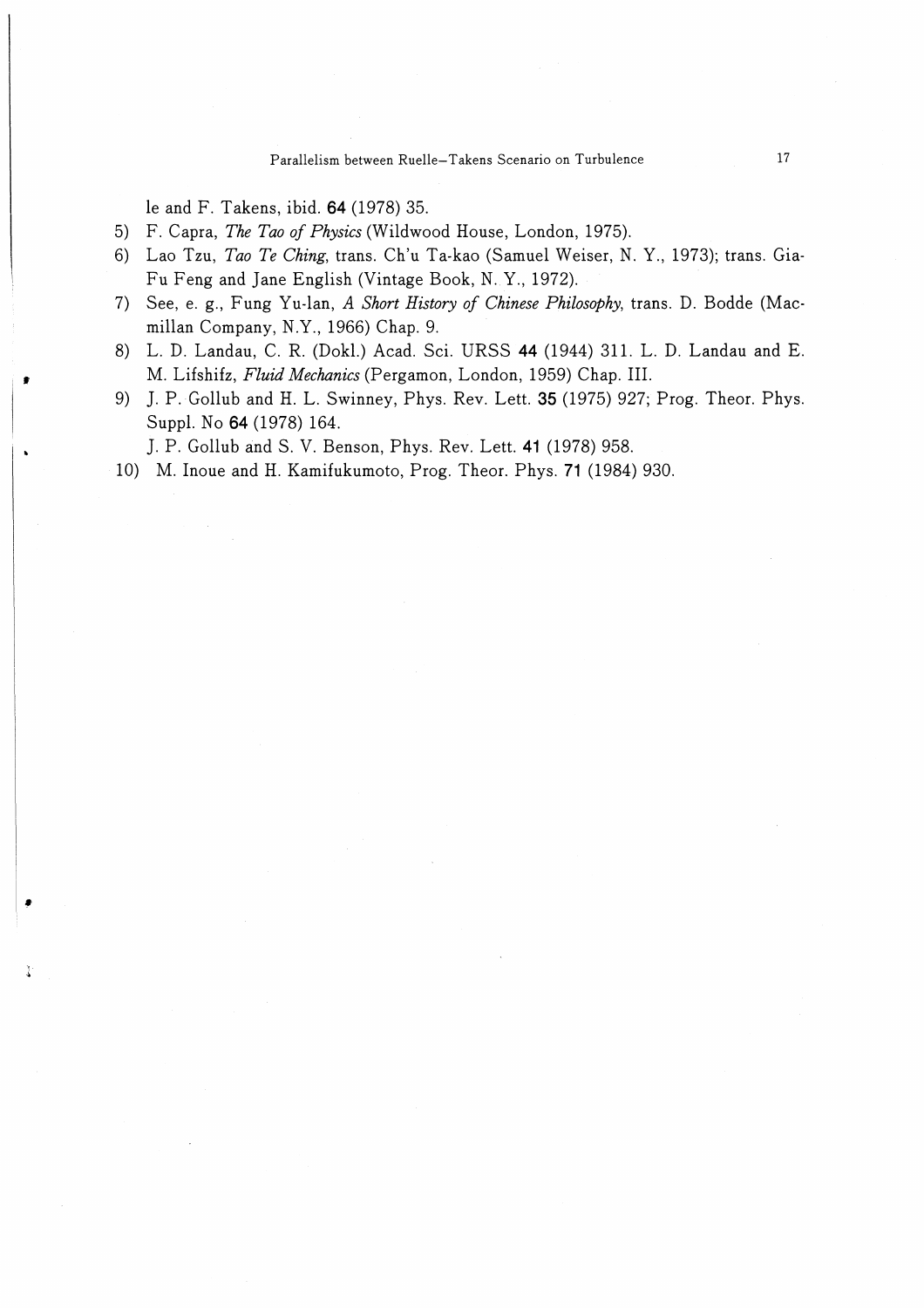le and F. Takens, ibid. **64** (1978) 35.

5) F. Capra, *The Tao of Physics* (Wildwood House, London, 1975).
6) Lao Tzu, *Tao Te Ching*, trans. Ch'u Ta-kao (Samuel Weiser, N. Y., 1973); trans. Gia-Fu Feng and Jane English (Vintage Book, N. Y., 1972).
7) See, e. g., Fung Yu-lan, *A Short History of Chinese Philosophy*, trans. D. Bodde (Macmillan Company, N.Y., 1966) Chap. 9.
8) L. D. Landau, C. R. (Dokl.) Acad. Sci. URSS **44** (1944) 311. L. D. Landau and E. M. Lifshifz, *Fluid Mechanics* (Pergamon, London, 1959) Chap. III.
9) J. P. Gollub and H. L. Swinney, Phys. Rev. Lett. **35** (1975) 927; Prog. Theor. Phys. Suppl. No **64** (1978) 164.
   J. P. Gollub and S. V. Benson, Phys. Rev. Lett. **41** (1978) 958.
10) M. Inoue and H. Kamifukumoto, Prog. Theor. Phys. **71** (1984) 930.